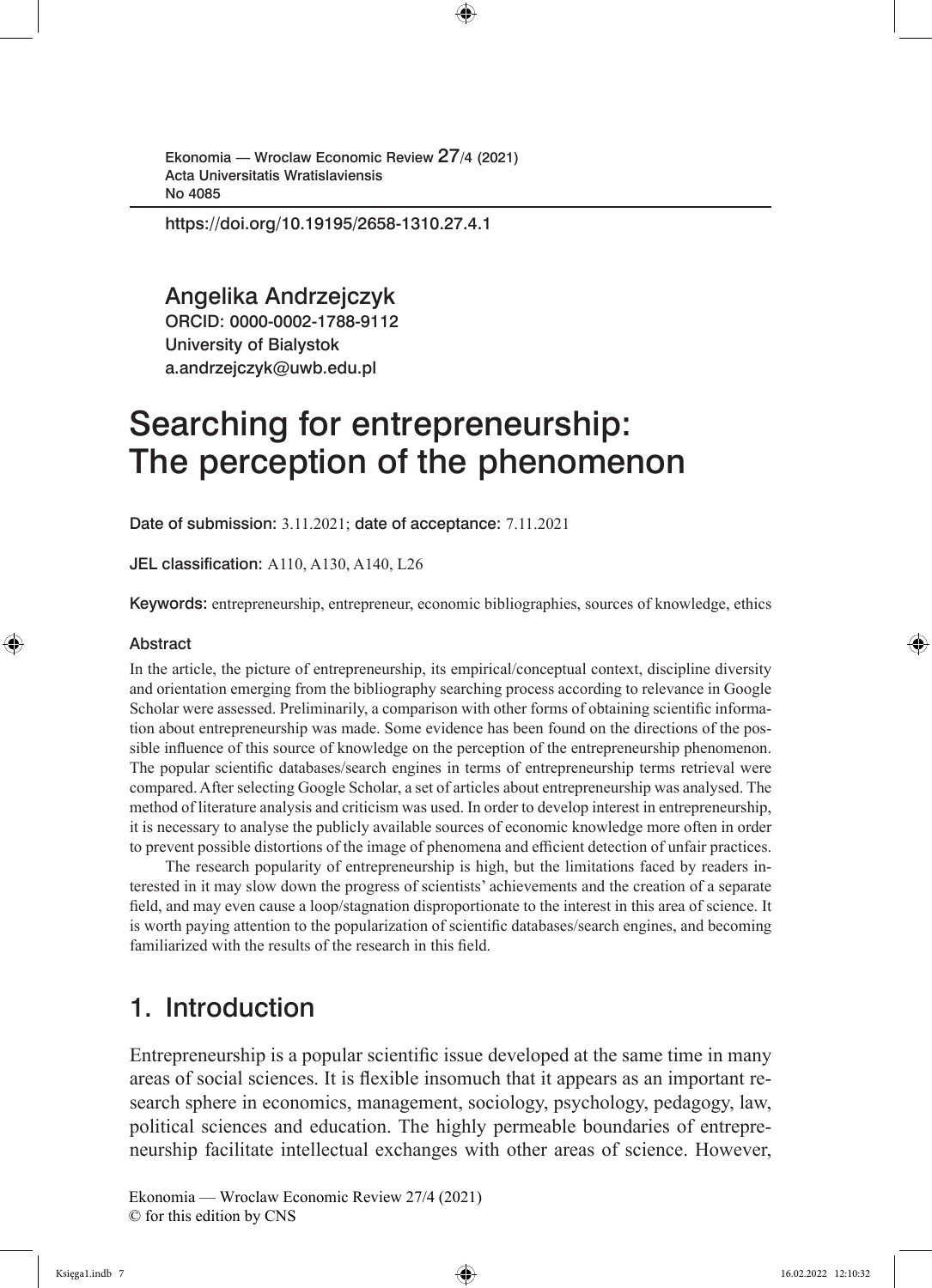Ekonomia — Wroclaw Economic Review 27/4 (2021)
Acta Universitatis Wratislaviensis
No 4085

https://doi.org/10.19195/2658-1310.27.4.1

Angelika Andrzejczyk
ORCID: 0000-0002-1788-9112
University of Bialystok
a.andrzejczyk@uwb.edu.pl

# Searching for entrepreneurship: The perception of the phenomenon

**Date of submission:** 3.11.2021; **date of acceptance:** 7.11.2021

**JEL classification:** A110, A130, A140, L26

**Keywords:** entrepreneurship, entrepreneur, economic bibliographies, sources of knowledge, ethics

### Abstract

In the article, the picture of entrepreneurship, its empirical/conceptual context, discipline diversity and orientation emerging from the bibliography searching process according to relevance in Google Scholar were assessed. Preliminarily, a comparison with other forms of obtaining scientific information about entrepreneurship was made. Some evidence has been found on the directions of the possible influence of this source of knowledge on the perception of the entrepreneurship phenomenon. The popular scientific databases/search engines in terms of entrepreneurship terms retrieval were compared. After selecting Google Scholar, a set of articles about entrepreneurship was analysed. The method of literature analysis and criticism was used. In order to develop interest in entrepreneurship, it is necessary to analyse the publicly available sources of economic knowledge more often in order to prevent possible distortions of the image of phenomena and efficient detection of unfair practices.

The research popularity of entrepreneurship is high, but the limitations faced by readers interested in it may slow down the progress of scientists' achievements and the creation of a separate field, and may even cause a loop/stagnation disproportionate to the interest in this area of science. It is worth paying attention to the popularization of scientific databases/search engines, and becoming familiarized with the results of the research in this field.

## 1. Introduction

Entrepreneurship is a popular scientific issue developed at the same time in many areas of social sciences. It is flexible insomuch that it appears as an important research sphere in economics, management, sociology, psychology, pedagogy, law, political sciences and education. The highly permeable boundaries of entrepreneurship facilitate intellectual exchanges with other areas of science. However,

Ekonomia — Wroclaw Economic Review 27/4 (2021)
© for this edition by CNS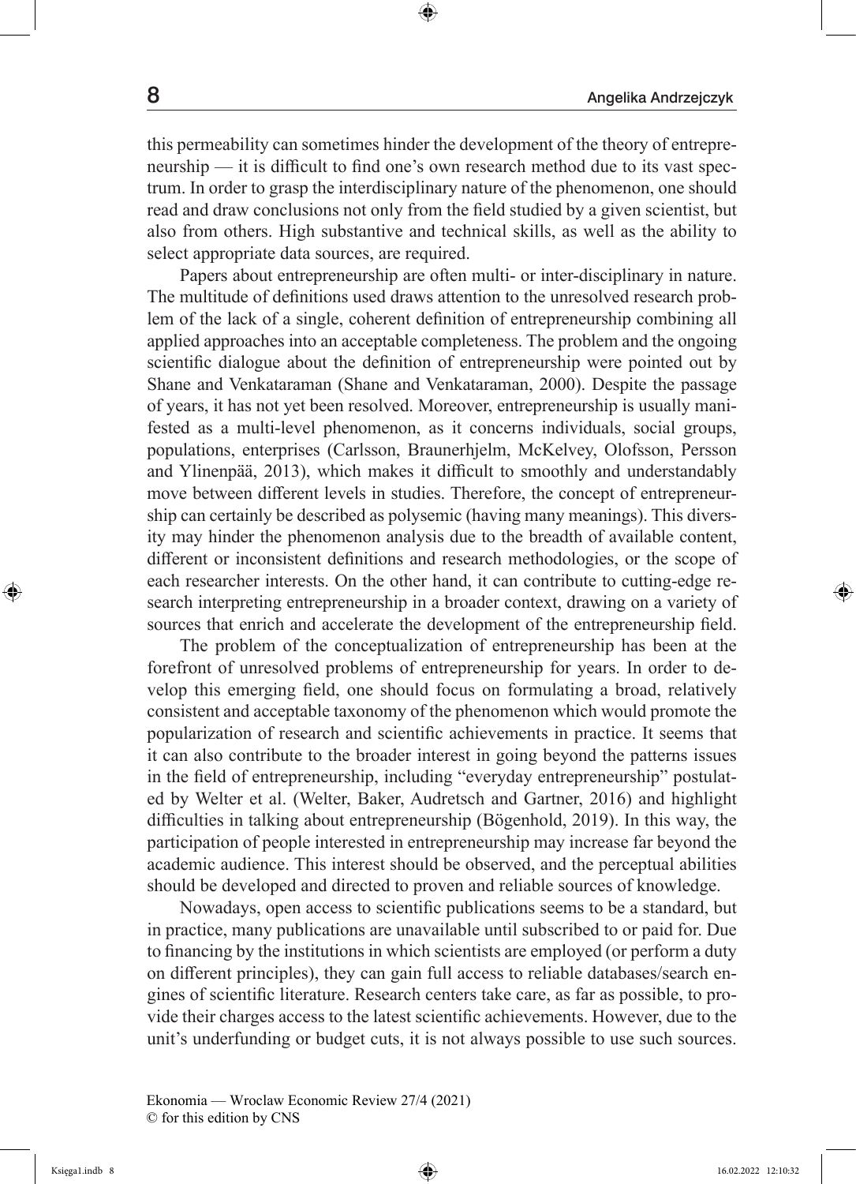this permeability can sometimes hinder the development of the theory of entrepreneurship — it is difficult to find one's own research method due to its vast spectrum. In order to grasp the interdisciplinary nature of the phenomenon, one should read and draw conclusions not only from the field studied by a given scientist, but also from others. High substantive and technical skills, as well as the ability to select appropriate data sources, are required.

Papers about entrepreneurship are often multi- or inter-disciplinary in nature. The multitude of definitions used draws attention to the unresolved research problem of the lack of a single, coherent definition of entrepreneurship combining all applied approaches into an acceptable completeness. The problem and the ongoing scientific dialogue about the definition of entrepreneurship were pointed out by Shane and Venkataraman (Shane and Venkataraman, 2000). Despite the passage of years, it has not yet been resolved. Moreover, entrepreneurship is usually manifested as a multi-level phenomenon, as it concerns individuals, social groups, populations, enterprises (Carlsson, Braunerhjelm, McKelvey, Olofsson, Persson and Ylinenpää, 2013), which makes it difficult to smoothly and understandably move between different levels in studies. Therefore, the concept of entrepreneurship can certainly be described as polysemic (having many meanings). This diversity may hinder the phenomenon analysis due to the breadth of available content, different or inconsistent definitions and research methodologies, or the scope of each researcher interests. On the other hand, it can contribute to cutting-edge research interpreting entrepreneurship in a broader context, drawing on a variety of sources that enrich and accelerate the development of the entrepreneurship field.

The problem of the conceptualization of entrepreneurship has been at the forefront of unresolved problems of entrepreneurship for years. In order to develop this emerging field, one should focus on formulating a broad, relatively consistent and acceptable taxonomy of the phenomenon which would promote the popularization of research and scientific achievements in practice. It seems that it can also contribute to the broader interest in going beyond the patterns issues in the field of entrepreneurship, including "everyday entrepreneurship" postulated by Welter et al. (Welter, Baker, Audretsch and Gartner, 2016) and highlight difficulties in talking about entrepreneurship (Bögenhold, 2019). In this way, the participation of people interested in entrepreneurship may increase far beyond the academic audience. This interest should be observed, and the perceptual abilities should be developed and directed to proven and reliable sources of knowledge.

Nowadays, open access to scientific publications seems to be a standard, but in practice, many publications are unavailable until subscribed to or paid for. Due to financing by the institutions in which scientists are employed (or perform a duty on different principles), they can gain full access to reliable databases/search engines of scientific literature. Research centers take care, as far as possible, to provide their charges access to the latest scientific achievements. However, due to the unit's underfunding or budget cuts, it is not always possible to use such sources.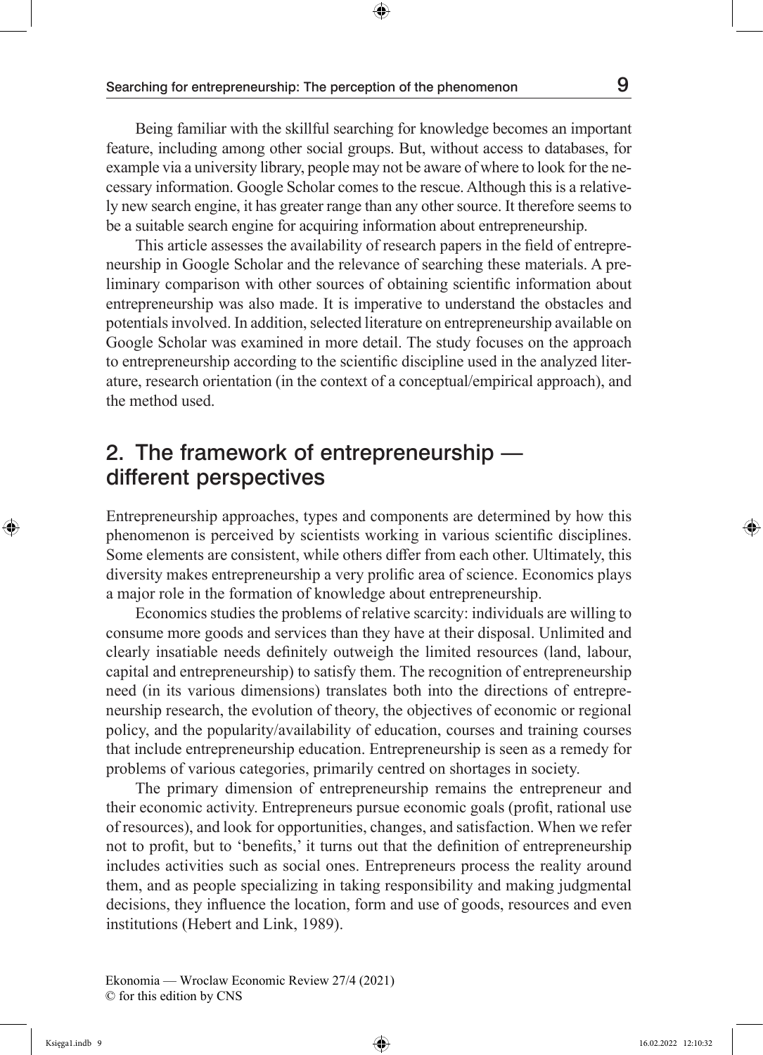Being familiar with the skillful searching for knowledge becomes an important feature, including among other social groups. But, without access to databases, for example via a university library, people may not be aware of where to look for the necessary information. Google Scholar comes to the rescue. Although this is a relatively new search engine, it has greater range than any other source. It therefore seems to be a suitable search engine for acquiring information about entrepreneurship.

This article assesses the availability of research papers in the field of entrepreneurship in Google Scholar and the relevance of searching these materials. A preliminary comparison with other sources of obtaining scientific information about entrepreneurship was also made. It is imperative to understand the obstacles and potentials involved. In addition, selected literature on entrepreneurship available on Google Scholar was examined in more detail. The study focuses on the approach to entrepreneurship according to the scientific discipline used in the analyzed literature, research orientation (in the context of a conceptual/empirical approach), and the method used.

## 2. The framework of entrepreneurship — different perspectives

Entrepreneurship approaches, types and components are determined by how this phenomenon is perceived by scientists working in various scientific disciplines. Some elements are consistent, while others differ from each other. Ultimately, this diversity makes entrepreneurship a very prolific area of science. Economics plays a major role in the formation of knowledge about entrepreneurship.

Economics studies the problems of relative scarcity: individuals are willing to consume more goods and services than they have at their disposal. Unlimited and clearly insatiable needs definitely outweigh the limited resources (land, labour, capital and entrepreneurship) to satisfy them. The recognition of entrepreneurship need (in its various dimensions) translates both into the directions of entrepreneurship research, the evolution of theory, the objectives of economic or regional policy, and the popularity/availability of education, courses and training courses that include entrepreneurship education. Entrepreneurship is seen as a remedy for problems of various categories, primarily centred on shortages in society.

The primary dimension of entrepreneurship remains the entrepreneur and their economic activity. Entrepreneurs pursue economic goals (profit, rational use of resources), and look for opportunities, changes, and satisfaction. When we refer not to profit, but to 'benefits,' it turns out that the definition of entrepreneurship includes activities such as social ones. Entrepreneurs process the reality around them, and as people specializing in taking responsibility and making judgmental decisions, they influence the location, form and use of goods, resources and even institutions (Hebert and Link, 1989).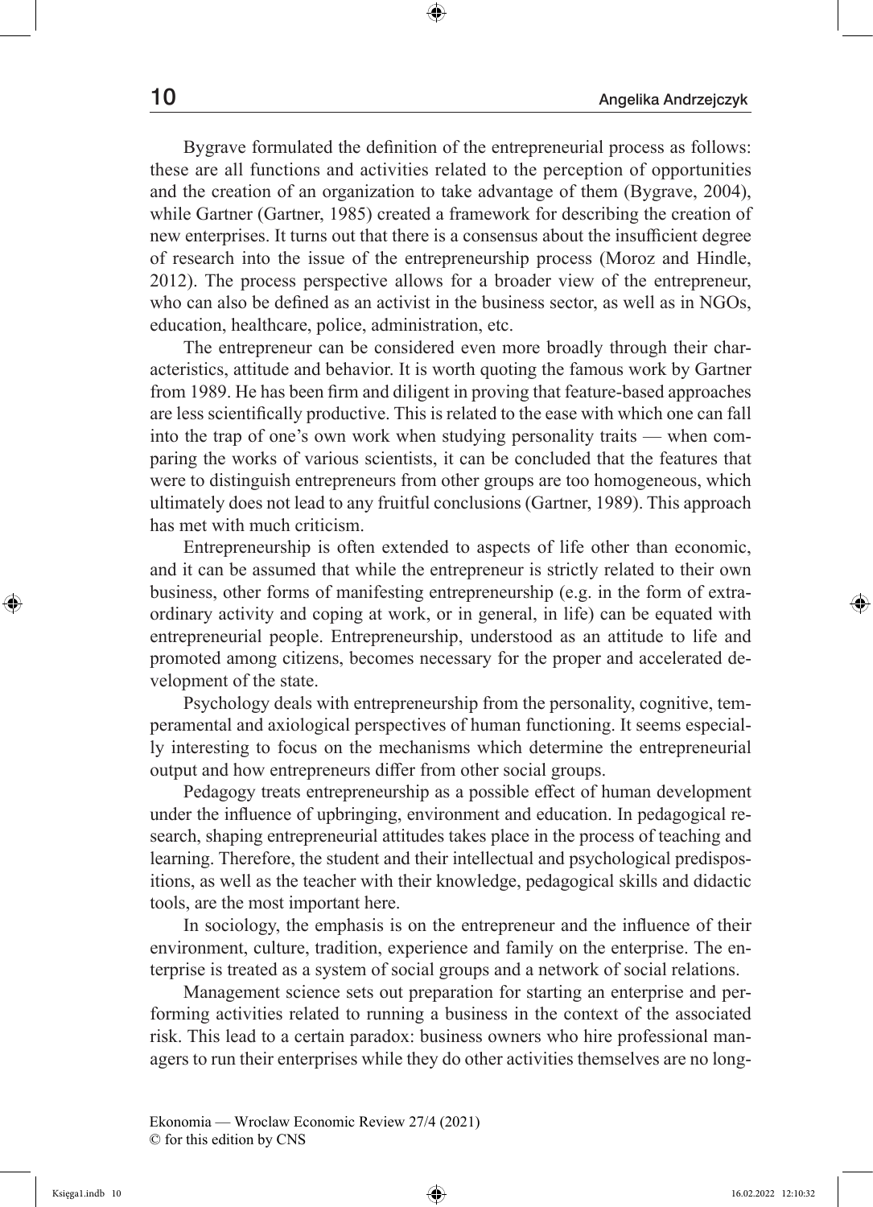Bygrave formulated the definition of the entrepreneurial process as follows: these are all functions and activities related to the perception of opportunities and the creation of an organization to take advantage of them (Bygrave, 2004), while Gartner (Gartner, 1985) created a framework for describing the creation of new enterprises. It turns out that there is a consensus about the insufficient degree of research into the issue of the entrepreneurship process (Moroz and Hindle, 2012). The process perspective allows for a broader view of the entrepreneur, who can also be defined as an activist in the business sector, as well as in NGOs, education, healthcare, police, administration, etc.

The entrepreneur can be considered even more broadly through their characteristics, attitude and behavior. It is worth quoting the famous work by Gartner from 1989. He has been firm and diligent in proving that feature-based approaches are less scientifically productive. This is related to the ease with which one can fall into the trap of one's own work when studying personality traits — when comparing the works of various scientists, it can be concluded that the features that were to distinguish entrepreneurs from other groups are too homogeneous, which ultimately does not lead to any fruitful conclusions (Gartner, 1989). This approach has met with much criticism.

Entrepreneurship is often extended to aspects of life other than economic, and it can be assumed that while the entrepreneur is strictly related to their own business, other forms of manifesting entrepreneurship (e.g. in the form of extraordinary activity and coping at work, or in general, in life) can be equated with entrepreneurial people. Entrepreneurship, understood as an attitude to life and promoted among citizens, becomes necessary for the proper and accelerated development of the state.

Psychology deals with entrepreneurship from the personality, cognitive, temperamental and axiological perspectives of human functioning. It seems especially interesting to focus on the mechanisms which determine the entrepreneurial output and how entrepreneurs differ from other social groups.

Pedagogy treats entrepreneurship as a possible effect of human development under the influence of upbringing, environment and education. In pedagogical research, shaping entrepreneurial attitudes takes place in the process of teaching and learning. Therefore, the student and their intellectual and psychological predispositions, as well as the teacher with their knowledge, pedagogical skills and didactic tools, are the most important here.

In sociology, the emphasis is on the entrepreneur and the influence of their environment, culture, tradition, experience and family on the enterprise. The enterprise is treated as a system of social groups and a network of social relations.

Management science sets out preparation for starting an enterprise and performing activities related to running a business in the context of the associated risk. This lead to a certain paradox: business owners who hire professional managers to run their enterprises while they do other activities themselves are no long-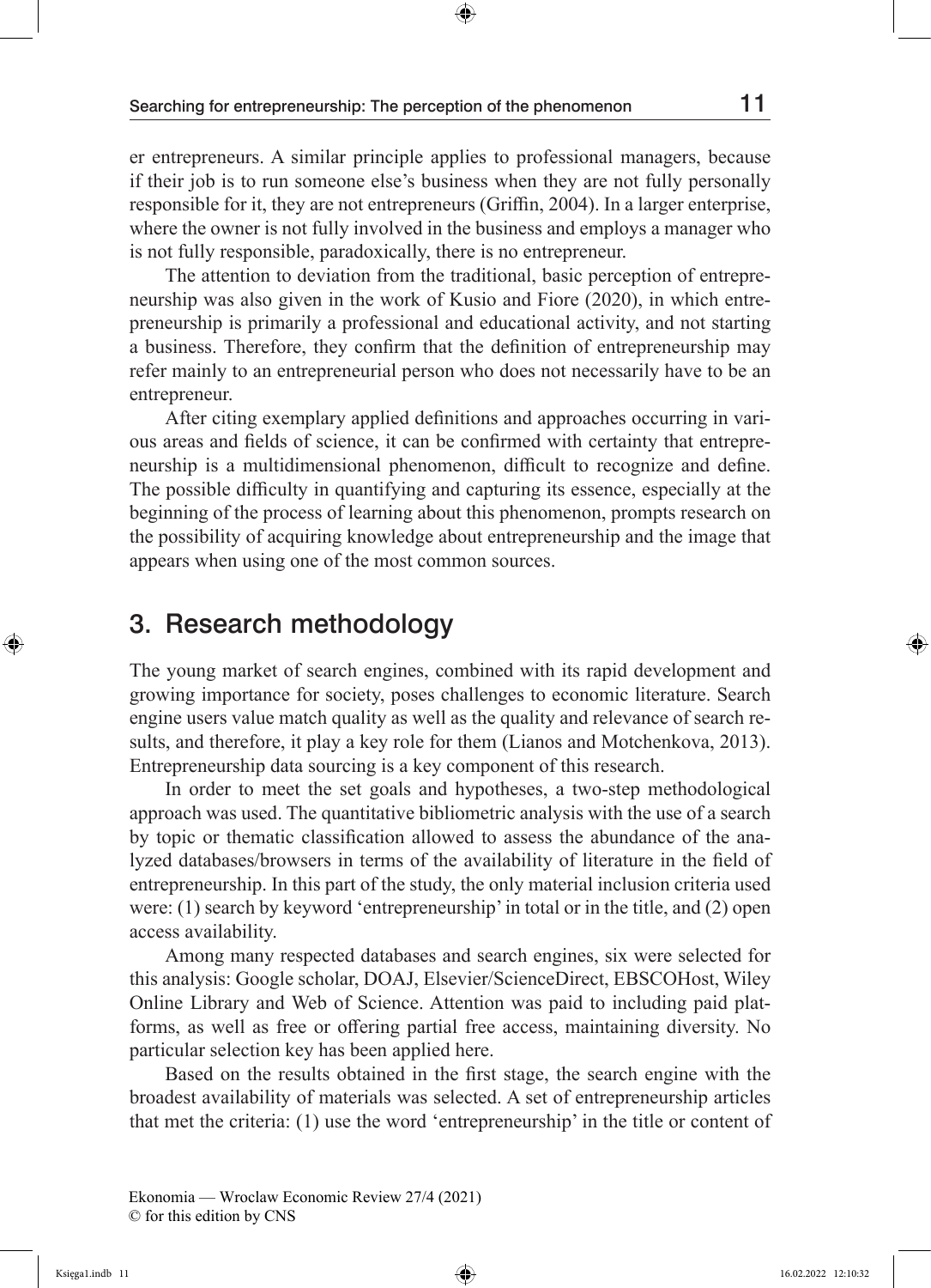er entrepreneurs. A similar principle applies to professional managers, because if their job is to run someone else's business when they are not fully personally responsible for it, they are not entrepreneurs (Griffin, 2004). In a larger enterprise, where the owner is not fully involved in the business and employs a manager who is not fully responsible, paradoxically, there is no entrepreneur.

The attention to deviation from the traditional, basic perception of entrepreneurship was also given in the work of Kusio and Fiore (2020), in which entrepreneurship is primarily a professional and educational activity, and not starting a business. Therefore, they confirm that the definition of entrepreneurship may refer mainly to an entrepreneurial person who does not necessarily have to be an entrepreneur.

After citing exemplary applied definitions and approaches occurring in various areas and fields of science, it can be confirmed with certainty that entrepreneurship is a multidimensional phenomenon, difficult to recognize and define. The possible difficulty in quantifying and capturing its essence, especially at the beginning of the process of learning about this phenomenon, prompts research on the possibility of acquiring knowledge about entrepreneurship and the image that appears when using one of the most common sources.

## 3. Research methodology

The young market of search engines, combined with its rapid development and growing importance for society, poses challenges to economic literature. Search engine users value match quality as well as the quality and relevance of search results, and therefore, it play a key role for them (Lianos and Motchenkova, 2013). Entrepreneurship data sourcing is a key component of this research.

In order to meet the set goals and hypotheses, a two-step methodological approach was used. The quantitative bibliometric analysis with the use of a search by topic or thematic classification allowed to assess the abundance of the analyzed databases/browsers in terms of the availability of literature in the field of entrepreneurship. In this part of the study, the only material inclusion criteria used were: (1) search by keyword 'entrepreneurship' in total or in the title, and (2) open access availability.

Among many respected databases and search engines, six were selected for this analysis: Google scholar, DOAJ, Elsevier/ScienceDirect, EBSCOHost, Wiley Online Library and Web of Science. Attention was paid to including paid platforms, as well as free or offering partial free access, maintaining diversity. No particular selection key has been applied here.

Based on the results obtained in the first stage, the search engine with the broadest availability of materials was selected. A set of entrepreneurship articles that met the criteria: (1) use the word 'entrepreneurship' in the title or content of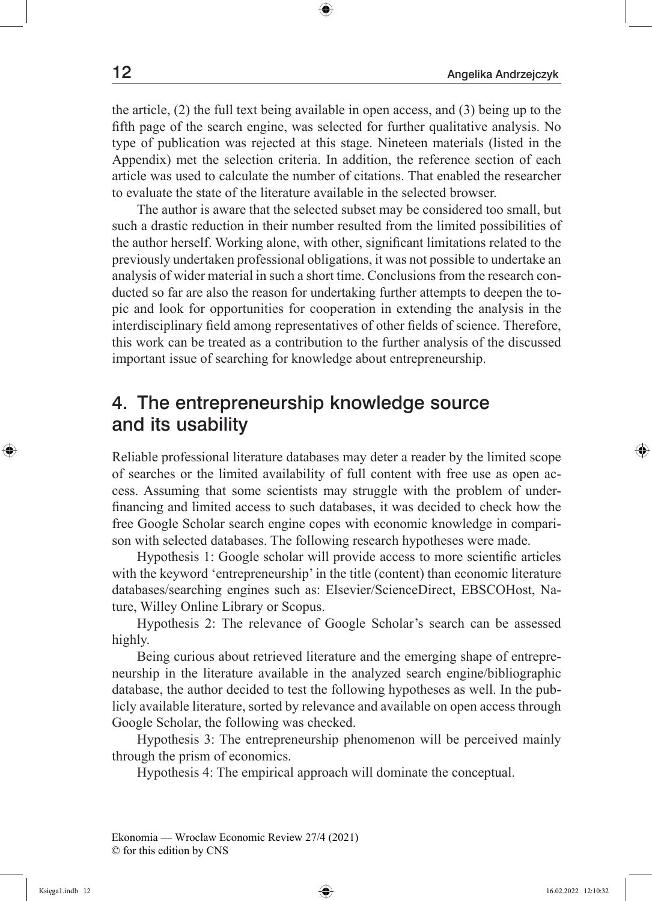the article, (2) the full text being available in open access, and (3) being up to the fifth page of the search engine, was selected for further qualitative analysis. No type of publication was rejected at this stage. Nineteen materials (listed in the Appendix) met the selection criteria. In addition, the reference section of each article was used to calculate the number of citations. That enabled the researcher to evaluate the state of the literature available in the selected browser.

The author is aware that the selected subset may be considered too small, but such a drastic reduction in their number resulted from the limited possibilities of the author herself. Working alone, with other, significant limitations related to the previously undertaken professional obligations, it was not possible to undertake an analysis of wider material in such a short time. Conclusions from the research conducted so far are also the reason for undertaking further attempts to deepen the topic and look for opportunities for cooperation in extending the analysis in the interdisciplinary field among representatives of other fields of science. Therefore, this work can be treated as a contribution to the further analysis of the discussed important issue of searching for knowledge about entrepreneurship.

## 4. The entrepreneurship knowledge source and its usability

Reliable professional literature databases may deter a reader by the limited scope of searches or the limited availability of full content with free use as open access. Assuming that some scientists may struggle with the problem of underfinancing and limited access to such databases, it was decided to check how the free Google Scholar search engine copes with economic knowledge in comparison with selected databases. The following research hypotheses were made.

Hypothesis 1: Google scholar will provide access to more scientific articles with the keyword 'entrepreneurship' in the title (content) than economic literature databases/searching engines such as: Elsevier/ScienceDirect, EBSCOHost, Nature, Willey Online Library or Scopus.

Hypothesis 2: The relevance of Google Scholar's search can be assessed highly.

Being curious about retrieved literature and the emerging shape of entrepreneurship in the literature available in the analyzed search engine/bibliographic database, the author decided to test the following hypotheses as well. In the publicly available literature, sorted by relevance and available on open access through Google Scholar, the following was checked.

Hypothesis 3: The entrepreneurship phenomenon will be perceived mainly through the prism of economics.

Hypothesis 4: The empirical approach will dominate the conceptual.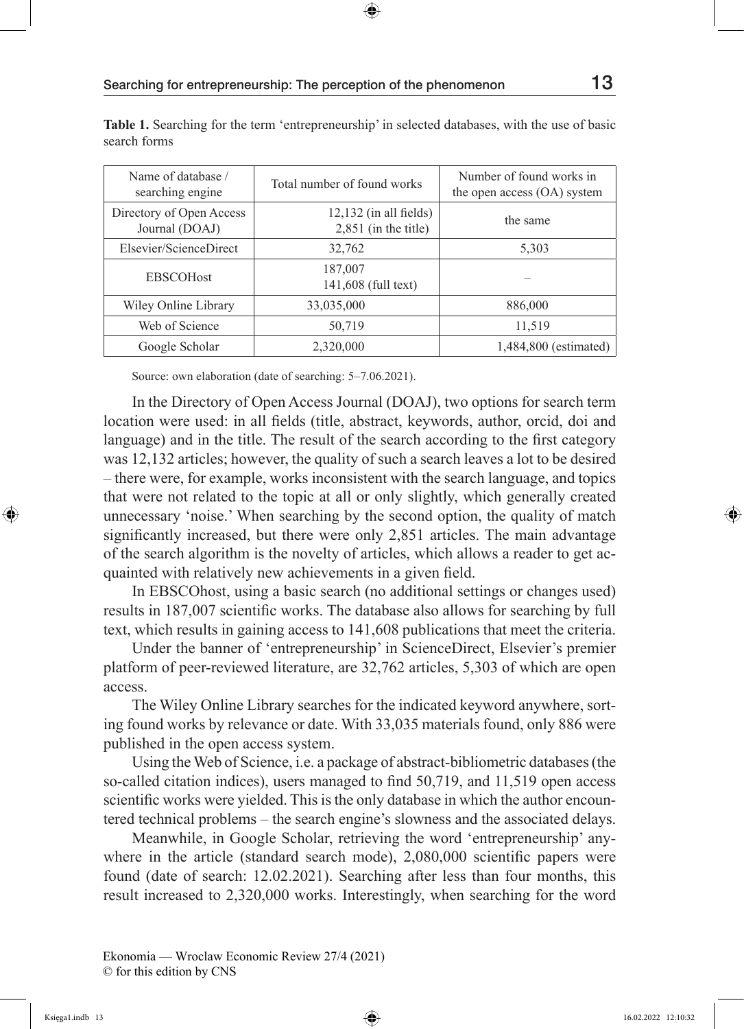**Table 1.** Searching for the term 'entrepreneurship' in selected databases, with the use of basic search forms

| Name of database / searching engine | Total number of found works | Number of found works in the open access (OA) system |
|---|---|---|
| Directory of Open Access Journal (DOAJ) | 12,132 (in all fields)<br>2,851 (in the title) | the same |
| Elsevier/ScienceDirect | 32,762 | 5,303 |
| EBSCOHost | 187,007<br>141,608 (full text) | – |
| Wiley Online Library | 33,035,000 | 886,000 |
| Web of Science | 50,719 | 11,519 |
| Google Scholar | 2,320,000 | 1,484,800 (estimated) |

Source: own elaboration (date of searching: 5–7.06.2021).

In the Directory of Open Access Journal (DOAJ), two options for search term location were used: in all fields (title, abstract, keywords, author, orcid, doi and language) and in the title. The result of the search according to the first category was 12,132 articles; however, the quality of such a search leaves a lot to be desired – there were, for example, works inconsistent with the search language, and topics that were not related to the topic at all or only slightly, which generally created unnecessary 'noise.' When searching by the second option, the quality of match significantly increased, but there were only 2,851 articles. The main advantage of the search algorithm is the novelty of articles, which allows a reader to get acquainted with relatively new achievements in a given field.

In EBSCOhost, using a basic search (no additional settings or changes used) results in 187,007 scientific works. The database also allows for searching by full text, which results in gaining access to 141,608 publications that meet the criteria.

Under the banner of 'entrepreneurship' in ScienceDirect, Elsevier's premier platform of peer-reviewed literature, are 32,762 articles, 5,303 of which are open access.

The Wiley Online Library searches for the indicated keyword anywhere, sorting found works by relevance or date. With 33,035 materials found, only 886 were published in the open access system.

Using the Web of Science, i.e. a package of abstract-bibliometric databases (the so-called citation indices), users managed to find 50,719, and 11,519 open access scientific works were yielded. This is the only database in which the author encountered technical problems – the search engine's slowness and the associated delays.

Meanwhile, in Google Scholar, retrieving the word 'entrepreneurship' anywhere in the article (standard search mode), 2,080,000 scientific papers were found (date of search: 12.02.2021). Searching after less than four months, this result increased to 2,320,000 works. Interestingly, when searching for the word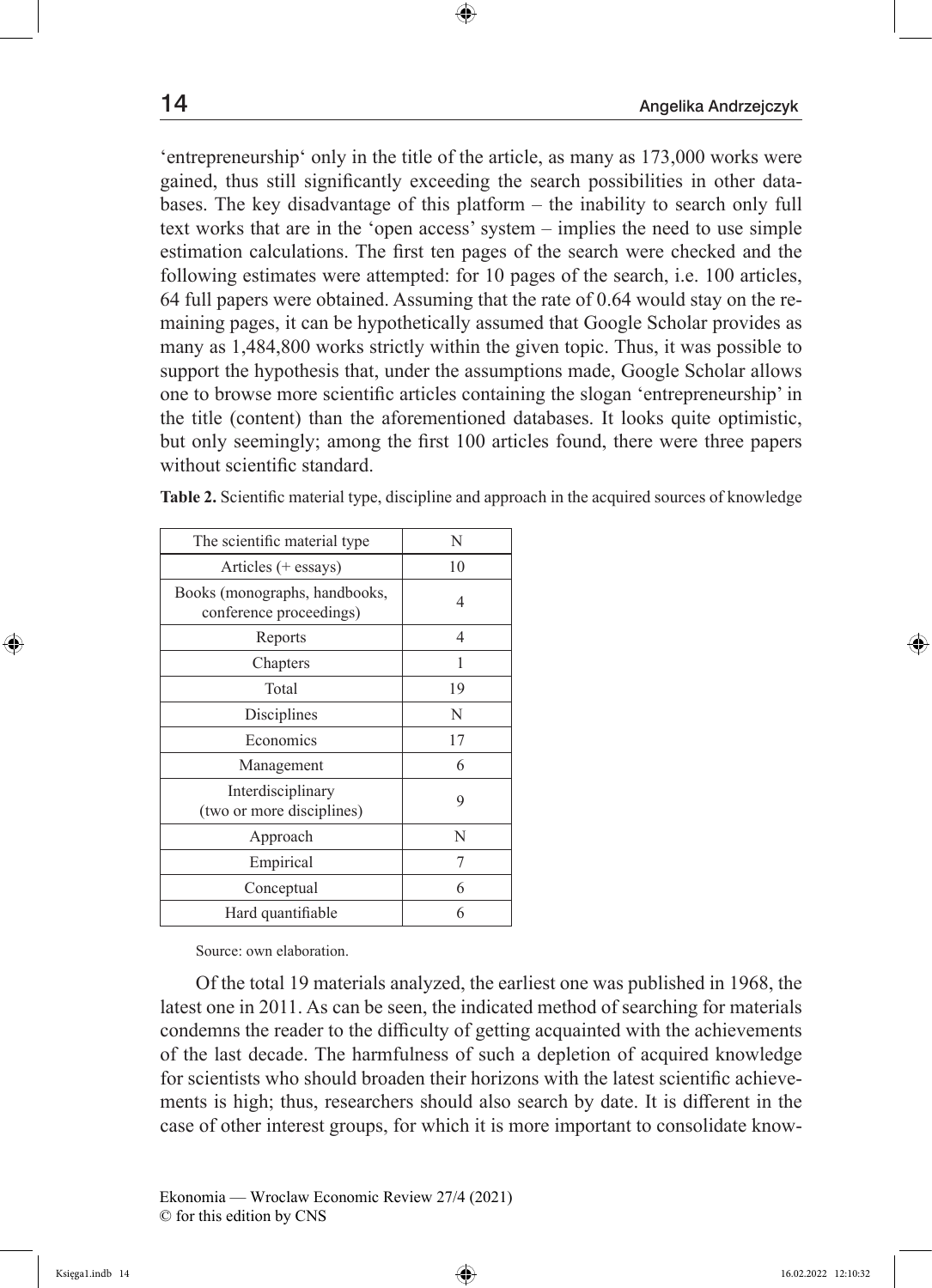'entrepreneurship' only in the title of the article, as many as 173,000 works were gained, thus still significantly exceeding the search possibilities in other databases. The key disadvantage of this platform – the inability to search only full text works that are in the 'open access' system – implies the need to use simple estimation calculations. The first ten pages of the search were checked and the following estimates were attempted: for 10 pages of the search, i.e. 100 articles, 64 full papers were obtained. Assuming that the rate of 0.64 would stay on the remaining pages, it can be hypothetically assumed that Google Scholar provides as many as 1,484,800 works strictly within the given topic. Thus, it was possible to support the hypothesis that, under the assumptions made, Google Scholar allows one to browse more scientific articles containing the slogan 'entrepreneurship' in the title (content) than the aforementioned databases. It looks quite optimistic, but only seemingly; among the first 100 articles found, there were three papers without scientific standard.

**Table 2.** Scientific material type, discipline and approach in the acquired sources of knowledge

| The scientific material type | N |
|---|---|
| Articles (+ essays) | 10 |
| Books (monographs, handbooks, conference proceedings) | 4 |
| Reports | 4 |
| Chapters | 1 |
| Total | 19 |
| Disciplines | N |
| Economics | 17 |
| Management | 6 |
| Interdisciplinary (two or more disciplines) | 9 |
| Approach | N |
| Empirical | 7 |
| Conceptual | 6 |
| Hard quantifiable | 6 |

Source: own elaboration.

Of the total 19 materials analyzed, the earliest one was published in 1968, the latest one in 2011. As can be seen, the indicated method of searching for materials condemns the reader to the difficulty of getting acquainted with the achievements of the last decade. The harmfulness of such a depletion of acquired knowledge for scientists who should broaden their horizons with the latest scientific achievements is high; thus, researchers should also search by date. It is different in the case of other interest groups, for which it is more important to consolidate know-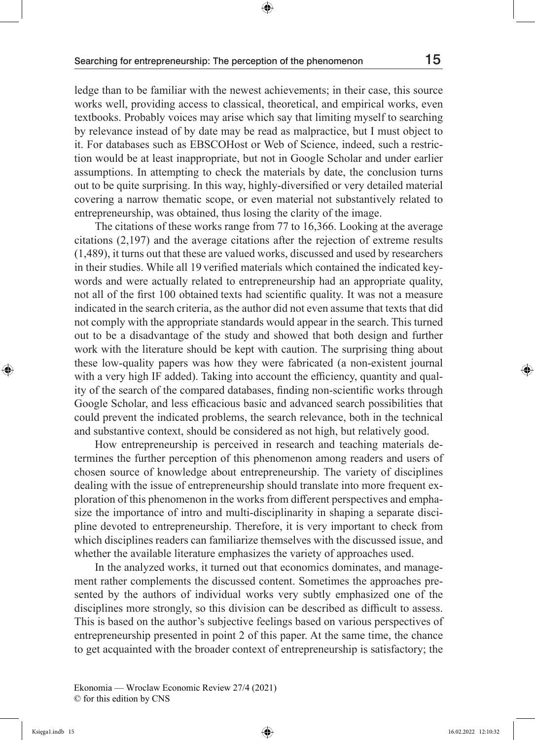ledge than to be familiar with the newest achievements; in their case, this source works well, providing access to classical, theoretical, and empirical works, even textbooks. Probably voices may arise which say that limiting myself to searching by relevance instead of by date may be read as malpractice, but I must object to it. For databases such as EBSCOHost or Web of Science, indeed, such a restriction would be at least inappropriate, but not in Google Scholar and under earlier assumptions. In attempting to check the materials by date, the conclusion turns out to be quite surprising. In this way, highly-diversified or very detailed material covering a narrow thematic scope, or even material not substantively related to entrepreneurship, was obtained, thus losing the clarity of the image.

The citations of these works range from 77 to 16,366. Looking at the average citations (2,197) and the average citations after the rejection of extreme results (1,489), it turns out that these are valued works, discussed and used by researchers in their studies. While all 19 verified materials which contained the indicated keywords and were actually related to entrepreneurship had an appropriate quality, not all of the first 100 obtained texts had scientific quality. It was not a measure indicated in the search criteria, as the author did not even assume that texts that did not comply with the appropriate standards would appear in the search. This turned out to be a disadvantage of the study and showed that both design and further work with the literature should be kept with caution. The surprising thing about these low-quality papers was how they were fabricated (a non-existent journal with a very high IF added). Taking into account the efficiency, quantity and quality of the search of the compared databases, finding non-scientific works through Google Scholar, and less efficacious basic and advanced search possibilities that could prevent the indicated problems, the search relevance, both in the technical and substantive context, should be considered as not high, but relatively good.

How entrepreneurship is perceived in research and teaching materials determines the further perception of this phenomenon among readers and users of chosen source of knowledge about entrepreneurship. The variety of disciplines dealing with the issue of entrepreneurship should translate into more frequent exploration of this phenomenon in the works from different perspectives and emphasize the importance of intro and multi-disciplinarity in shaping a separate discipline devoted to entrepreneurship. Therefore, it is very important to check from which disciplines readers can familiarize themselves with the discussed issue, and whether the available literature emphasizes the variety of approaches used.

In the analyzed works, it turned out that economics dominates, and management rather complements the discussed content. Sometimes the approaches presented by the authors of individual works very subtly emphasized one of the disciplines more strongly, so this division can be described as difficult to assess. This is based on the author's subjective feelings based on various perspectives of entrepreneurship presented in point 2 of this paper. At the same time, the chance to get acquainted with the broader context of entrepreneurship is satisfactory; the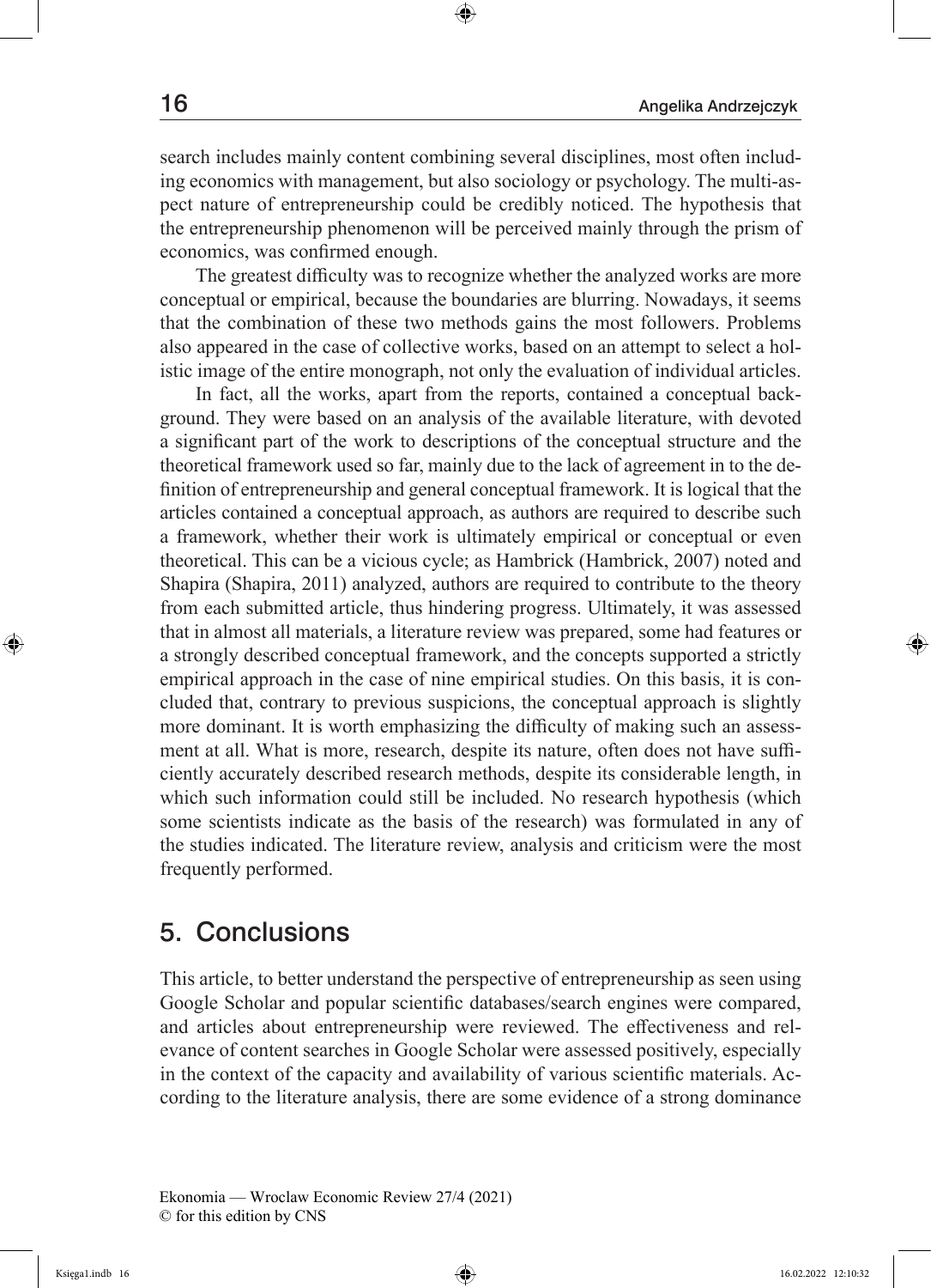search includes mainly content combining several disciplines, most often including economics with management, but also sociology or psychology. The multi-aspect nature of entrepreneurship could be credibly noticed. The hypothesis that the entrepreneurship phenomenon will be perceived mainly through the prism of economics, was confirmed enough.

The greatest difficulty was to recognize whether the analyzed works are more conceptual or empirical, because the boundaries are blurring. Nowadays, it seems that the combination of these two methods gains the most followers. Problems also appeared in the case of collective works, based on an attempt to select a holistic image of the entire monograph, not only the evaluation of individual articles.

In fact, all the works, apart from the reports, contained a conceptual background. They were based on an analysis of the available literature, with devoted a significant part of the work to descriptions of the conceptual structure and the theoretical framework used so far, mainly due to the lack of agreement in to the definition of entrepreneurship and general conceptual framework. It is logical that the articles contained a conceptual approach, as authors are required to describe such a framework, whether their work is ultimately empirical or conceptual or even theoretical. This can be a vicious cycle; as Hambrick (Hambrick, 2007) noted and Shapira (Shapira, 2011) analyzed, authors are required to contribute to the theory from each submitted article, thus hindering progress. Ultimately, it was assessed that in almost all materials, a literature review was prepared, some had features or a strongly described conceptual framework, and the concepts supported a strictly empirical approach in the case of nine empirical studies. On this basis, it is concluded that, contrary to previous suspicions, the conceptual approach is slightly more dominant. It is worth emphasizing the difficulty of making such an assessment at all. What is more, research, despite its nature, often does not have sufficiently accurately described research methods, despite its considerable length, in which such information could still be included. No research hypothesis (which some scientists indicate as the basis of the research) was formulated in any of the studies indicated. The literature review, analysis and criticism were the most frequently performed.

## 5. Conclusions

This article, to better understand the perspective of entrepreneurship as seen using Google Scholar and popular scientific databases/search engines were compared, and articles about entrepreneurship were reviewed. The effectiveness and relevance of content searches in Google Scholar were assessed positively, especially in the context of the capacity and availability of various scientific materials. According to the literature analysis, there are some evidence of a strong dominance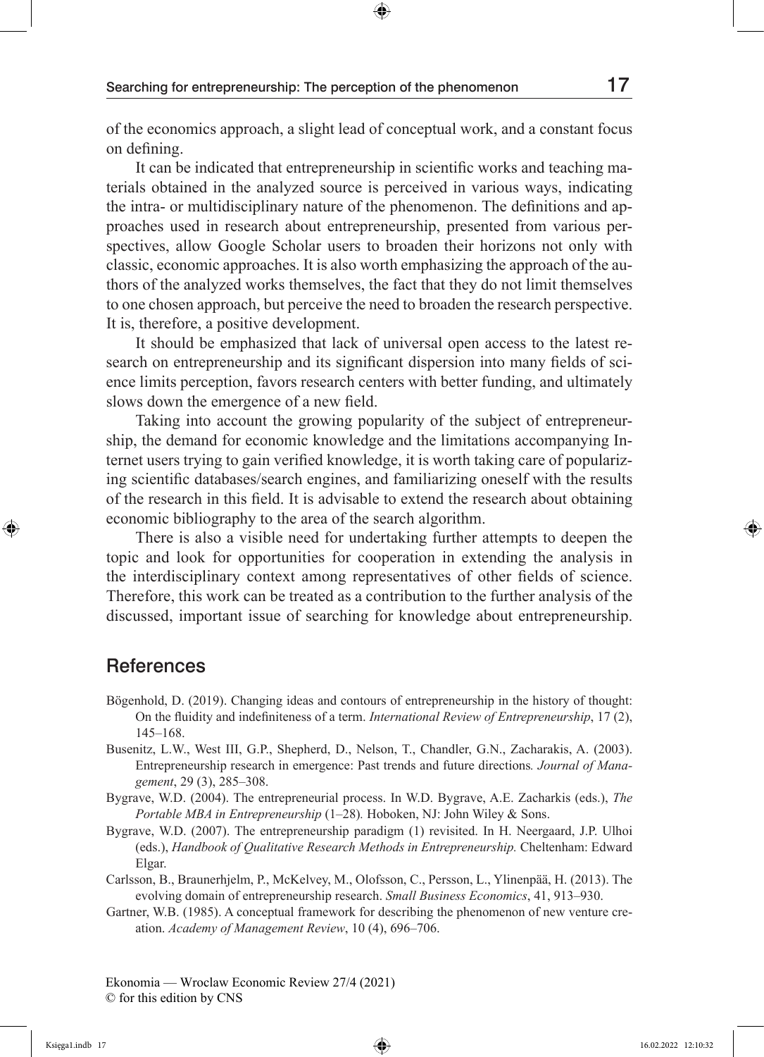of the economics approach, a slight lead of conceptual work, and a constant focus on defining.

It can be indicated that entrepreneurship in scientific works and teaching materials obtained in the analyzed source is perceived in various ways, indicating the intra- or multidisciplinary nature of the phenomenon. The definitions and approaches used in research about entrepreneurship, presented from various perspectives, allow Google Scholar users to broaden their horizons not only with classic, economic approaches. It is also worth emphasizing the approach of the authors of the analyzed works themselves, the fact that they do not limit themselves to one chosen approach, but perceive the need to broaden the research perspective. It is, therefore, a positive development.

It should be emphasized that lack of universal open access to the latest research on entrepreneurship and its significant dispersion into many fields of science limits perception, favors research centers with better funding, and ultimately slows down the emergence of a new field.

Taking into account the growing popularity of the subject of entrepreneurship, the demand for economic knowledge and the limitations accompanying Internet users trying to gain verified knowledge, it is worth taking care of popularizing scientific databases/search engines, and familiarizing oneself with the results of the research in this field. It is advisable to extend the research about obtaining economic bibliography to the area of the search algorithm.

There is also a visible need for undertaking further attempts to deepen the topic and look for opportunities for cooperation in extending the analysis in the interdisciplinary context among representatives of other fields of science. Therefore, this work can be treated as a contribution to the further analysis of the discussed, important issue of searching for knowledge about entrepreneurship.

## References

Bögenhold, D. (2019). Changing ideas and contours of entrepreneurship in the history of thought: On the fluidity and indefiniteness of a term. *International Review of Entrepreneurship*, 17 (2), 145–168.

Busenitz, L.W., West III, G.P., Shepherd, D., Nelson, T., Chandler, G.N., Zacharakis, A. (2003). Entrepreneurship research in emergence: Past trends and future directions*. Journal of Management*, 29 (3), 285–308.

Bygrave, W.D. (2004). The entrepreneurial process. In W.D. Bygrave, A.E. Zacharkis (eds.), *The Portable MBA in Entrepreneurship* (1–28)*.* Hoboken, NJ: John Wiley & Sons.

Bygrave, W.D. (2007). The entrepreneurship paradigm (1) revisited. In H. Neergaard, J.P. Ulhoi (eds.), *Handbook of Qualitative Research Methods in Entrepreneurship.* Cheltenham: Edward Elgar.

Carlsson, B., Braunerhjelm, P., McKelvey, M., Olofsson, C., Persson, L., Ylinenpää, H. (2013). The evolving domain of entrepreneurship research. *Small Business Economics*, 41, 913–930.

Gartner, W.B. (1985). A conceptual framework for describing the phenomenon of new venture creation. *Academy of Management Review*, 10 (4), 696–706.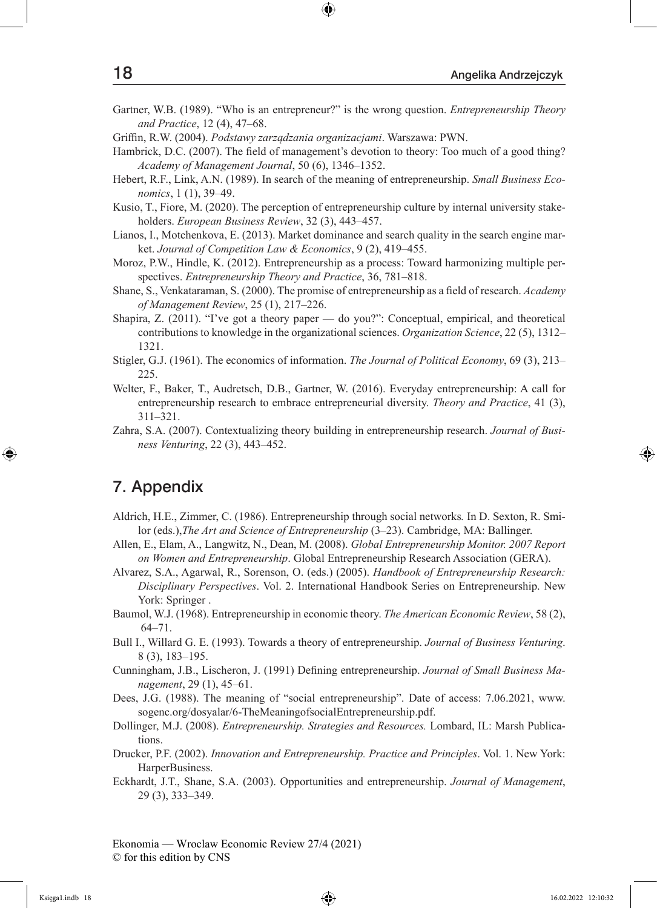Gartner, W.B. (1989). "Who is an entrepreneur?" is the wrong question. *Entrepreneurship Theory and Practice*, 12 (4), 47–68.

Griffin, R.W. (2004). *Podstawy zarządzania organizacjami*. Warszawa: PWN.

Hambrick, D.C. (2007). The field of management's devotion to theory: Too much of a good thing? *Academy of Management Journal*, 50 (6), 1346–1352.

Hebert, R.F., Link, A.N. (1989). In search of the meaning of entrepreneurship. *Small Business Economics*, 1 (1), 39–49.

Kusio, T., Fiore, M. (2020). The perception of entrepreneurship culture by internal university stakeholders. *European Business Review*, 32 (3), 443–457.

Lianos, I., Motchenkova, E. (2013). Market dominance and search quality in the search engine market. *Journal of Competition Law & Economics*, 9 (2), 419–455.

Moroz, P.W., Hindle, K. (2012). Entrepreneurship as a process: Toward harmonizing multiple perspectives. *Entrepreneurship Theory and Practice*, 36, 781–818.

Shane, S., Venkataraman, S. (2000). The promise of entrepreneurship as a field of research. *Academy of Management Review*, 25 (1), 217–226.

Shapira, Z. (2011). "I've got a theory paper — do you?": Conceptual, empirical, and theoretical contributions to knowledge in the organizational sciences. *Organization Science*, 22 (5), 1312–1321.

Stigler, G.J. (1961). The economics of information. *The Journal of Political Economy*, 69 (3), 213–225.

Welter, F., Baker, T., Audretsch, D.B., Gartner, W. (2016). Everyday entrepreneurship: A call for entrepreneurship research to embrace entrepreneurial diversity. *Theory and Practice*, 41 (3), 311–321.

Zahra, S.A. (2007). Contextualizing theory building in entrepreneurship research. *Journal of Business Venturing*, 22 (3), 443–452.

## 7. Appendix

Aldrich, H.E., Zimmer, C. (1986). Entrepreneurship through social networks*.* In D. Sexton, R. Smilor (eds.),*The Art and Science of Entrepreneurship* (3–23). Cambridge, MA: Ballinger.

Allen, E., Elam, A., Langwitz, N., Dean, M. (2008). *Global Entrepreneurship Monitor. 2007 Report on Women and Entrepreneurship*. Global Entrepreneurship Research Association (GERA).

Alvarez, S.A., Agarwal, R., Sorenson, O. (eds.) (2005). *Handbook of Entrepreneurship Research: Disciplinary Perspectives*. Vol. 2. International Handbook Series on Entrepreneurship. New York: Springer .

Baumol, W.J. (1968). Entrepreneurship in economic theory. *The American Economic Review*, 58 (2), 64–71.

Bull I., Willard G. E. (1993). Towards a theory of entrepreneurship. *Journal of Business Venturing*. 8 (3), 183–195.

Cunningham, J.B., Lischeron, J. (1991) Defining entrepreneurship. *Journal of Small Business Management*, 29 (1), 45–61.

Dees, J.G. (1988). The meaning of "social entrepreneurship". Date of access: 7.06.2021, www.sogenc.org/dosyalar/6-TheMeaningofsocialEntrepreneurship.pdf.

Dollinger, M.J. (2008). *Entrepreneurship. Strategies and Resources.* Lombard, IL: Marsh Publications.

Drucker, P.F. (2002). *Innovation and Entrepreneurship. Practice and Principles*. Vol. 1. New York: HarperBusiness.

Eckhardt, J.T., Shane, S.A. (2003). Opportunities and entrepreneurship. *Journal of Management*, 29 (3), 333–349.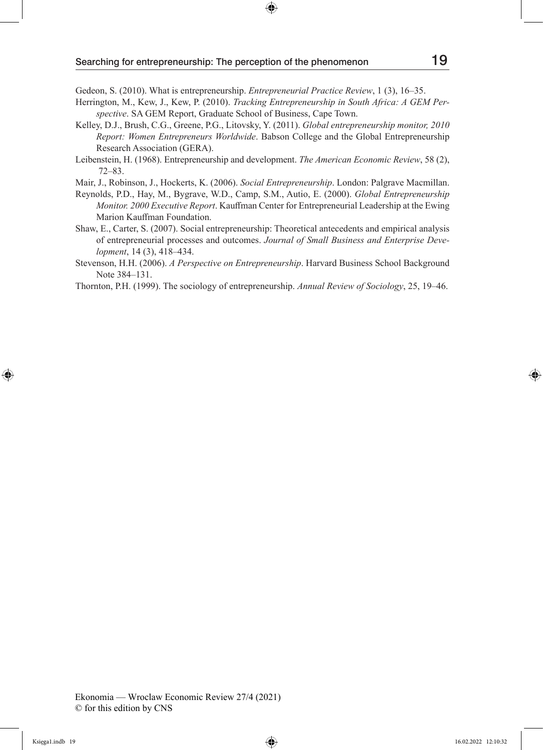Gedeon, S. (2010). What is entrepreneurship. *Entrepreneurial Practice Review*, 1 (3), 16–35.

Herrington, M., Kew, J., Kew, P. (2010). *Tracking Entrepreneurship in South Africa: A GEM Perspective*. SA GEM Report, Graduate School of Business, Cape Town.

Kelley, D.J., Brush, C.G., Greene, P.G., Litovsky, Y. (2011). *Global entrepreneurship monitor, 2010 Report: Women Entrepreneurs Worldwide*. Babson College and the Global Entrepreneurship Research Association (GERA).

Leibenstein, H. (1968). Entrepreneurship and development. *The American Economic Review*, 58 (2), 72–83.

Mair, J., Robinson, J., Hockerts, K. (2006). *Social Entrepreneurship*. London: Palgrave Macmillan.

Reynolds, P.D., Hay, M., Bygrave, W.D., Camp, S.M., Autio, E. (2000). *Global Entrepreneurship Monitor. 2000 Executive Report*. Kauffman Center for Entrepreneurial Leadership at the Ewing Marion Kauffman Foundation.

Shaw, E., Carter, S. (2007). Social entrepreneurship: Theoretical antecedents and empirical analysis of entrepreneurial processes and outcomes. *Journal of Small Business and Enterprise Development*, 14 (3), 418–434.

Stevenson, H.H. (2006). *A Perspective on Entrepreneurship*. Harvard Business School Background Note 384–131.

Thornton, P.H. (1999). The sociology of entrepreneurship. *Annual Review of Sociology*, 25, 19–46.